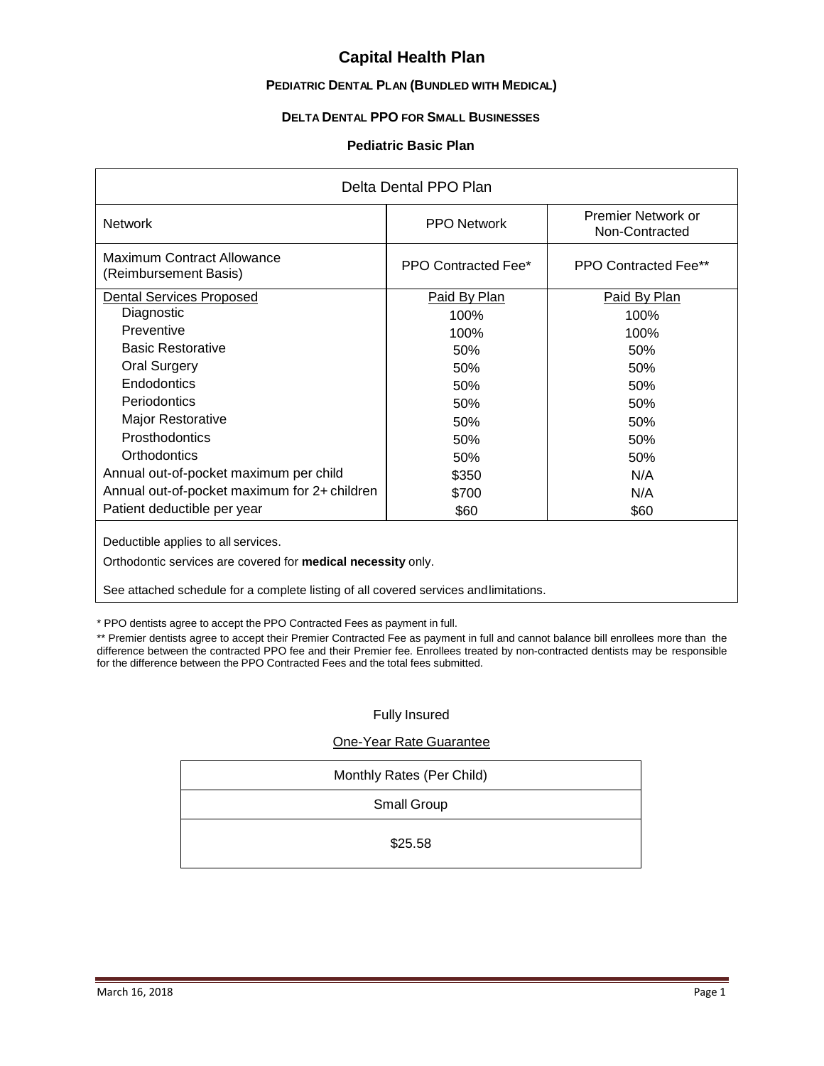# Capital Health Plan

**PEDIATRIC DENTAL PLAN (BUNDLED WITH MEDICAL)**

**DELTA DENTAL PPO FOR SMALL BUSINESSES**

**Pediatric Basic Plan**

| Delta Dental PPO Plan | | |
|---|---|---|
| Network | PPO Network | Premier Network or Non-Contracted |
| Maximum Contract Allowance (Reimbursement Basis) | PPO Contracted Fee* | PPO Contracted Fee** |
| Dental Services Proposed | Paid By Plan | Paid By Plan |
| Diagnostic | 100% | 100% |
| Preventive | 100% | 100% |
| Basic Restorative | 50% | 50% |
| Oral Surgery | 50% | 50% |
| Endodontics | 50% | 50% |
| Periodontics | 50% | 50% |
| Major Restorative | 50% | 50% |
| Prosthodontics | 50% | 50% |
| Orthodontics | 50% | 50% |
| Annual out-of-pocket maximum per child | $350 | N/A |
| Annual out-of-pocket maximum for 2+ children | $700 | N/A |
| Patient deductible per year | $60 | $60 |

Deductible applies to all services.

Orthodontic services are covered for **medical necessity** only.

See attached schedule for a complete listing of all covered services and limitations.

* PPO dentists agree to accept the PPO Contracted Fees as payment in full.

** Premier dentists agree to accept their Premier Contracted Fee as payment in full and cannot balance bill enrollees more than the difference between the contracted PPO fee and their Premier fee. Enrollees treated by non-contracted dentists may be responsible for the difference between the PPO Contracted Fees and the total fees submitted.

Fully Insured

One-Year Rate Guarantee

| Monthly Rates (Per Child) |
|---|
| Small Group |
| $25.58 |

March 16, 2018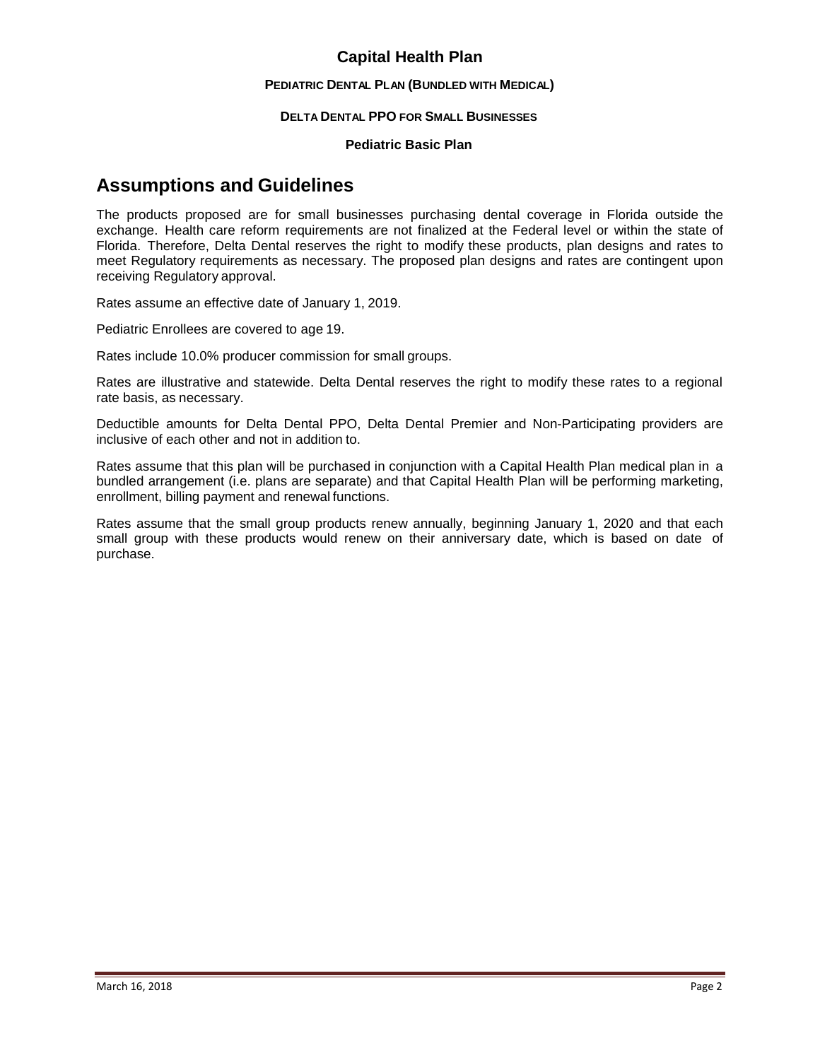# Capital Health Plan

**PEDIATRIC DENTAL PLAN (BUNDLED WITH MEDICAL)**

**DELTA DENTAL PPO FOR SMALL BUSINESSES**

**Pediatric Basic Plan**

## Assumptions and Guidelines

The products proposed are for small businesses purchasing dental coverage in Florida outside the exchange. Health care reform requirements are not finalized at the Federal level or within the state of Florida. Therefore, Delta Dental reserves the right to modify these products, plan designs and rates to meet Regulatory requirements as necessary. The proposed plan designs and rates are contingent upon receiving Regulatory approval.

Rates assume an effective date of January 1, 2019.

Pediatric Enrollees are covered to age 19.

Rates include 10.0% producer commission for small groups.

Rates are illustrative and statewide. Delta Dental reserves the right to modify these rates to a regional rate basis, as necessary.

Deductible amounts for Delta Dental PPO, Delta Dental Premier and Non-Participating providers are inclusive of each other and not in addition to.

Rates assume that this plan will be purchased in conjunction with a Capital Health Plan medical plan in a bundled arrangement (i.e. plans are separate) and that Capital Health Plan will be performing marketing, enrollment, billing payment and renewal functions.

Rates assume that the small group products renew annually, beginning January 1, 2020 and that each small group with these products would renew on their anniversary date, which is based on date of purchase.